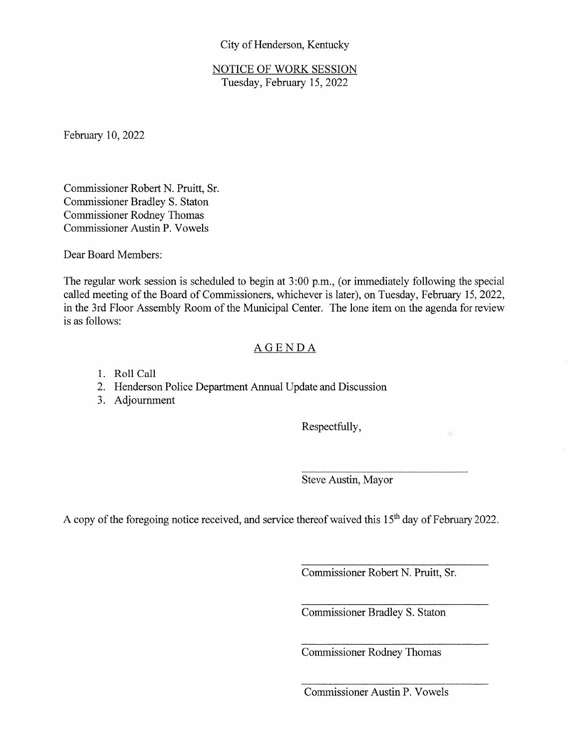City of Henderson, Kentucky

NOTICE OF WORK SESSION
Tuesday, February 15, 2022

February 10, 2022

Commissioner Robert N. Pruitt, Sr.
Commissioner Bradley S. Staton
Commissioner Rodney Thomas
Commissioner Austin P. Vowels

Dear Board Members:

The regular work session is scheduled to begin at 3:00 p.m., (or immediately following the special called meeting of the Board of Commissioners, whichever is later), on Tuesday, February 15, 2022, in the 3rd Floor Assembly Room of the Municipal Center. The lone item on the agenda for review is as follows:

## AGENDA

1. Roll Call
2. Henderson Police Department Annual Update and Discussion
3. Adjournment

Respectfully,

\_\_\_\_\_\_\_\_\_\_\_\_\_\_\_\_\_\_\_\_\_\_\_\_\_\_\_\_
Steve Austin, Mayor

A copy of the foregoing notice received, and service thereof waived this 15th day of February 2022.

\_\_\_\_\_\_\_\_\_\_\_\_\_\_\_\_\_\_\_\_\_\_\_\_\_\_\_\_
Commissioner Robert N. Pruitt, Sr.

\_\_\_\_\_\_\_\_\_\_\_\_\_\_\_\_\_\_\_\_\_\_\_\_\_\_\_\_
Commissioner Bradley S. Staton

\_\_\_\_\_\_\_\_\_\_\_\_\_\_\_\_\_\_\_\_\_\_\_\_\_\_\_\_
Commissioner Rodney Thomas

\_\_\_\_\_\_\_\_\_\_\_\_\_\_\_\_\_\_\_\_\_\_\_\_\_\_\_\_
Commissioner Austin P. Vowels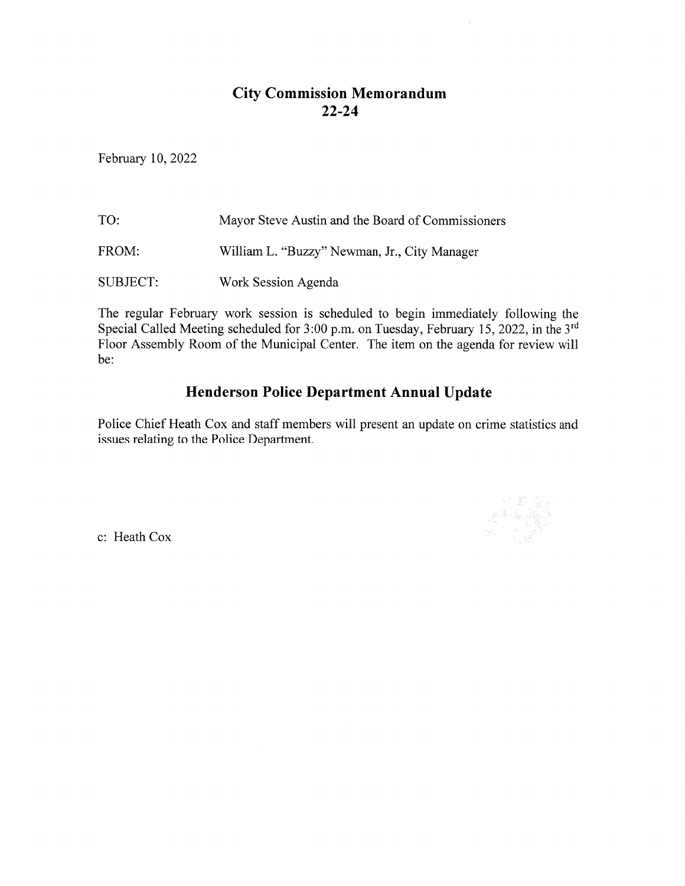# City Commission Memorandum 22-24

February 10, 2022

TO: Mayor Steve Austin and the Board of Commissioners

FROM: William L. "Buzzy" Newman, Jr., City Manager

SUBJECT: Work Session Agenda

The regular February work session is scheduled to begin immediately following the Special Called Meeting scheduled for 3:00 p.m. on Tuesday, February 15, 2022, in the 3rd Floor Assembly Room of the Municipal Center. The item on the agenda for review will be:

## Henderson Police Department Annual Update

Police Chief Heath Cox and staff members will present an update on crime statistics and issues relating to the Police Department.

c: Heath Cox